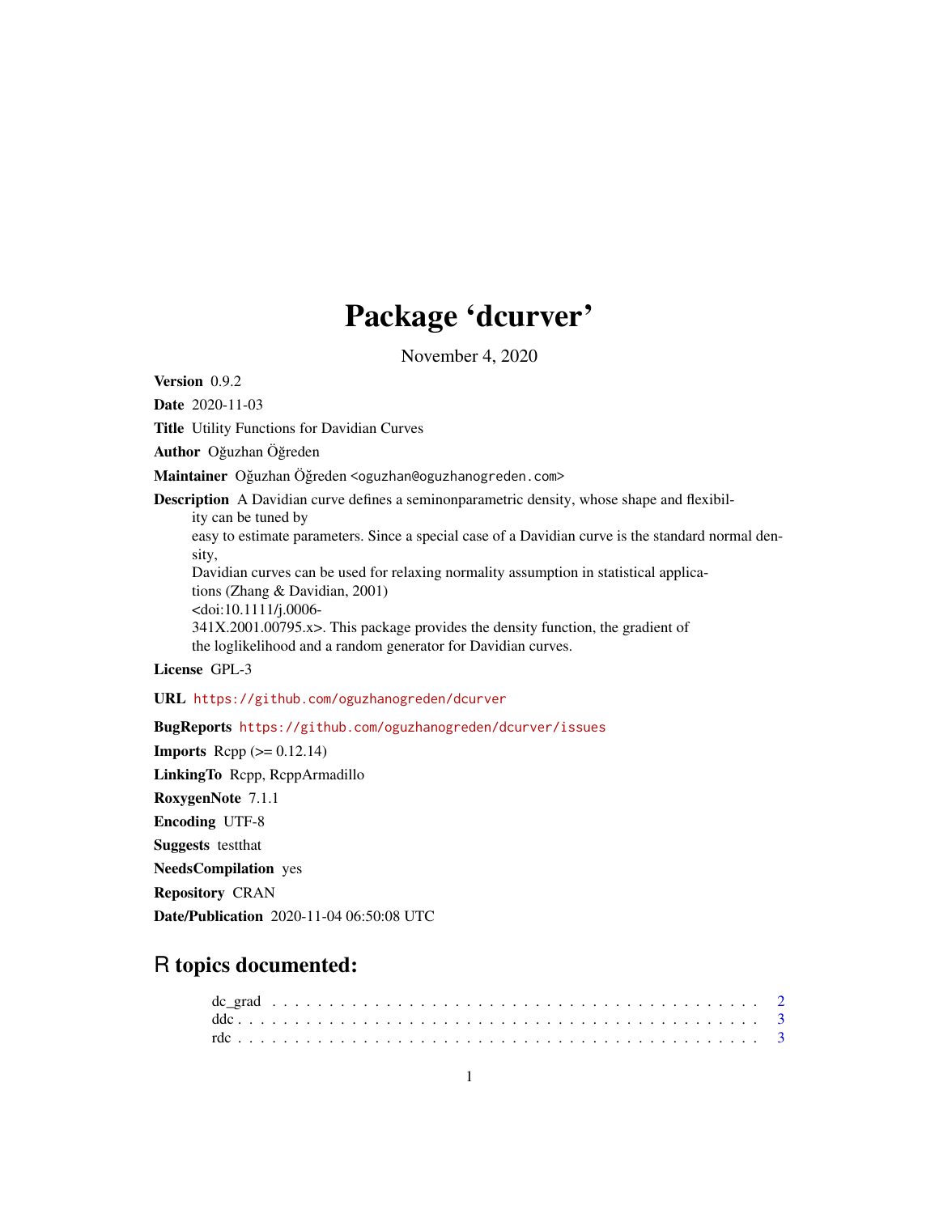# Package 'dcurver'

November 4, 2020

**Version** 0.9.2

**Date** 2020-11-03

**Title** Utility Functions for Davidian Curves

**Author** Oğuzhan Öğreden

**Maintainer** Oğuzhan Öğreden <oguzhan@oguzhanogreden.com>

**Description** A Davidian curve defines a seminonparametric density, whose shape and flexibility can be tuned by easy to estimate parameters. Since a special case of a Davidian curve is the standard normal density, Davidian curves can be used for relaxing normality assumption in statistical applications (Zhang & Davidian, 2001) <doi:10.1111/j.0006-341X.2001.00795.x>. This package provides the density function, the gradient of the loglikelihood and a random generator for Davidian curves.

**License** GPL-3

**URL** https://github.com/oguzhanogreden/dcurver

**BugReports** https://github.com/oguzhanogreden/dcurver/issues

**Imports** Rcpp (>= 0.12.14)

**LinkingTo** Rcpp, RcppArmadillo

**RoxygenNote** 7.1.1

**Encoding** UTF-8

**Suggests** testthat

**NeedsCompilation** yes

**Repository** CRAN

**Date/Publication** 2020-11-04 06:50:08 UTC

## R topics documented:

dc_grad . . . . . . . . . . . . . . . . . . . . . . . . . . . . . . . . . . . . . . . . 2
ddc . . . . . . . . . . . . . . . . . . . . . . . . . . . . . . . . . . . . . . . . . . 3
rdc . . . . . . . . . . . . . . . . . . . . . . . . . . . . . . . . . . . . . . . . . . 3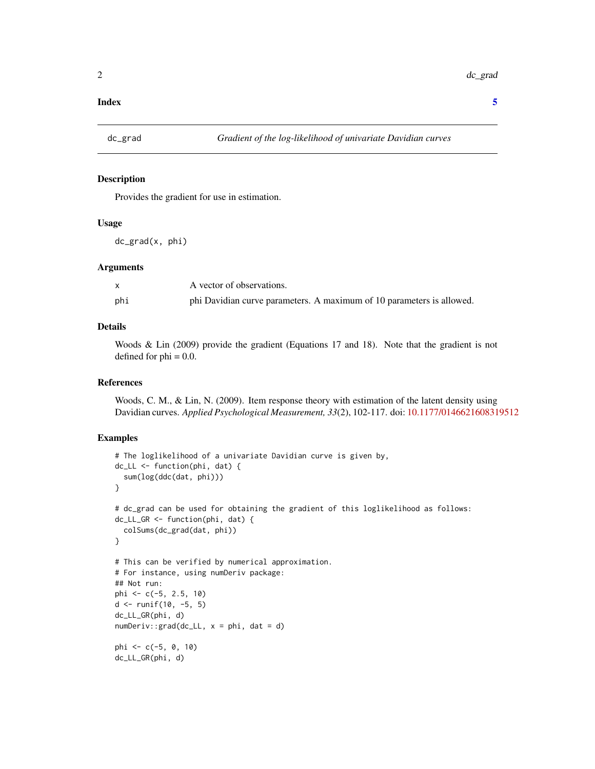**Index** **5**

---

## dc_grad — *Gradient of the log-likelihood of univariate Davidian curves*

### Description

Provides the gradient for use in estimation.

### Usage

```
dc_grad(x, phi)
```

### Arguments

| | |
|---|---|
| x | A vector of observations. |
| phi | phi Davidian curve parameters. A maximum of 10 parameters is allowed. |

### Details

Woods & Lin (2009) provide the gradient (Equations 17 and 18). Note that the gradient is not defined for phi = 0.0.

### References

Woods, C. M., & Lin, N. (2009). Item response theory with estimation of the latent density using Davidian curves. *Applied Psychological Measurement, 33*(2), 102-117. doi: 10.1177/0146621608319512

### Examples

```
# The loglikelihood of a univariate Davidian curve is given by,
dc_LL <- function(phi, dat) {
  sum(log(ddc(dat, phi)))
}

# dc_grad can be used for obtaining the gradient of this loglikelihood as follows:
dc_LL_GR <- function(phi, dat) {
  colSums(dc_grad(dat, phi))
}

# This can be verified by numerical approximation.
# For instance, using numDeriv package:
## Not run:
phi <- c(-5, 2.5, 10)
d <- runif(10, -5, 5)
dc_LL_GR(phi, d)
numDeriv::grad(dc_LL, x = phi, dat = d)

phi <- c(-5, 0, 10)
dc_LL_GR(phi, d)
```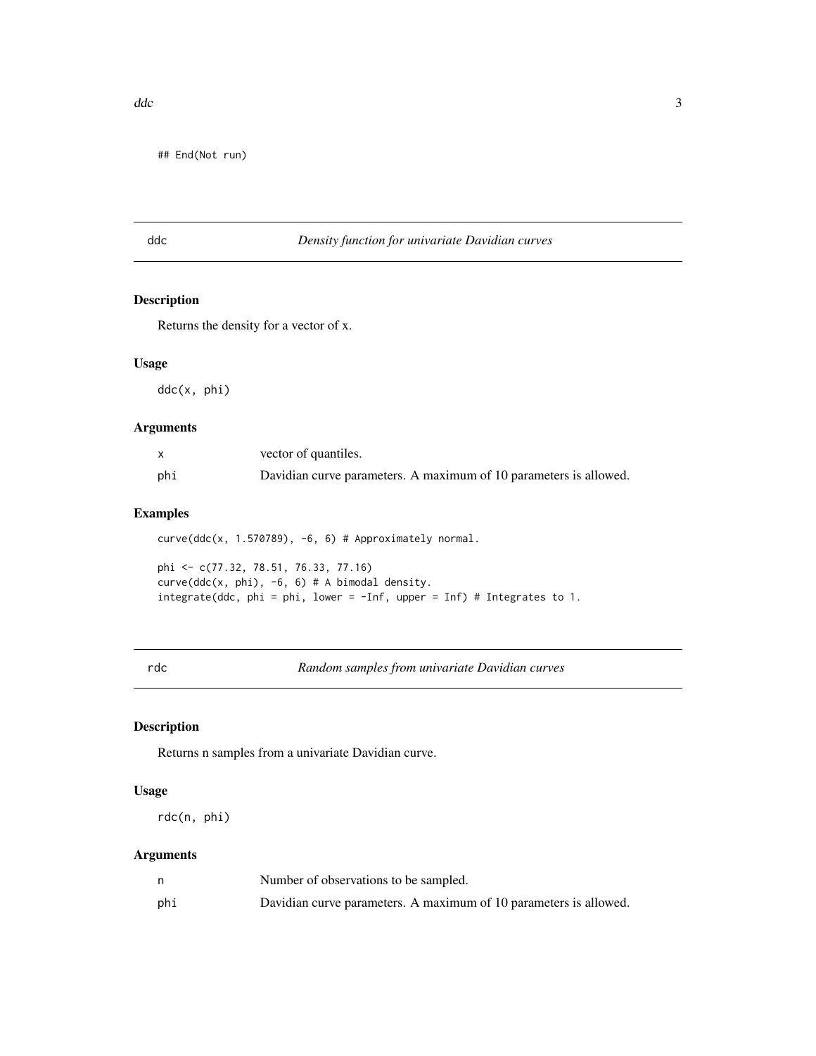```
## End(Not run)
```

## ddc — *Density function for univariate Davidian curves*

### Description

Returns the density for a vector of x.

### Usage

```
ddc(x, phi)
```

### Arguments

| | |
|---|---|
| x | vector of quantiles. |
| phi | Davidian curve parameters. A maximum of 10 parameters is allowed. |

### Examples

```
curve(ddc(x, 1.570789), -6, 6) # Approximately normal.

phi <- c(77.32, 78.51, 76.33, 77.16)
curve(ddc(x, phi), -6, 6) # A bimodal density.
integrate(ddc, phi = phi, lower = -Inf, upper = Inf) # Integrates to 1.
```

## rdc — *Random samples from univariate Davidian curves*

### Description

Returns n samples from a univariate Davidian curve.

### Usage

```
rdc(n, phi)
```

### Arguments

| | |
|---|---|
| n | Number of observations to be sampled. |
| phi | Davidian curve parameters. A maximum of 10 parameters is allowed. |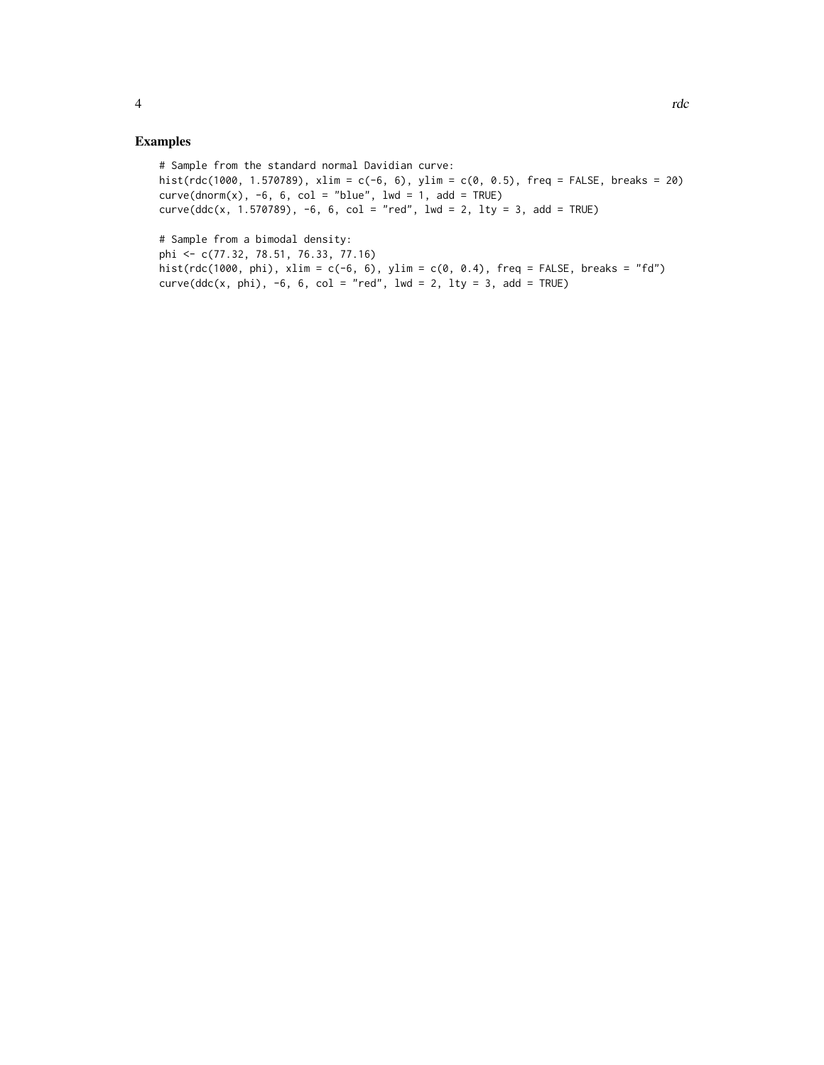## Examples

```
# Sample from the standard normal Davidian curve:
hist(rdc(1000, 1.570789), xlim = c(-6, 6), ylim = c(0, 0.5), freq = FALSE, breaks = 20)
curve(dnorm(x), -6, 6, col = "blue", lwd = 1, add = TRUE)
curve(ddc(x, 1.570789), -6, 6, col = "red", lwd = 2, lty = 3, add = TRUE)

# Sample from a bimodal density:
phi <- c(77.32, 78.51, 76.33, 77.16)
hist(rdc(1000, phi), xlim = c(-6, 6), ylim = c(0, 0.4), freq = FALSE, breaks = "fd")
curve(ddc(x, phi), -6, 6, col = "red", lwd = 2, lty = 3, add = TRUE)
```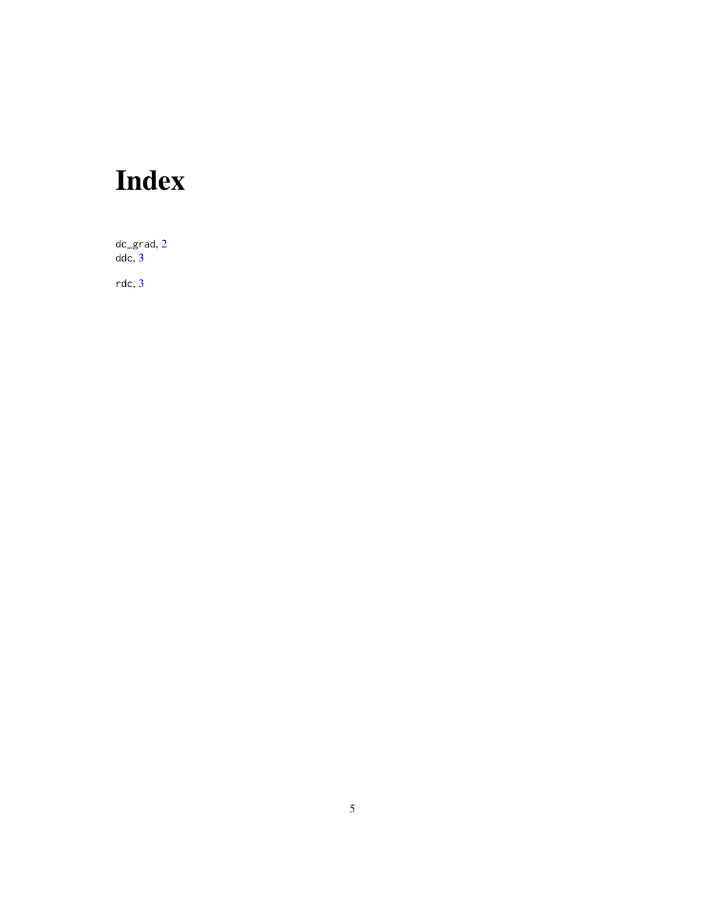# Index

dc_grad, 2
ddc, 3

rdc, 3